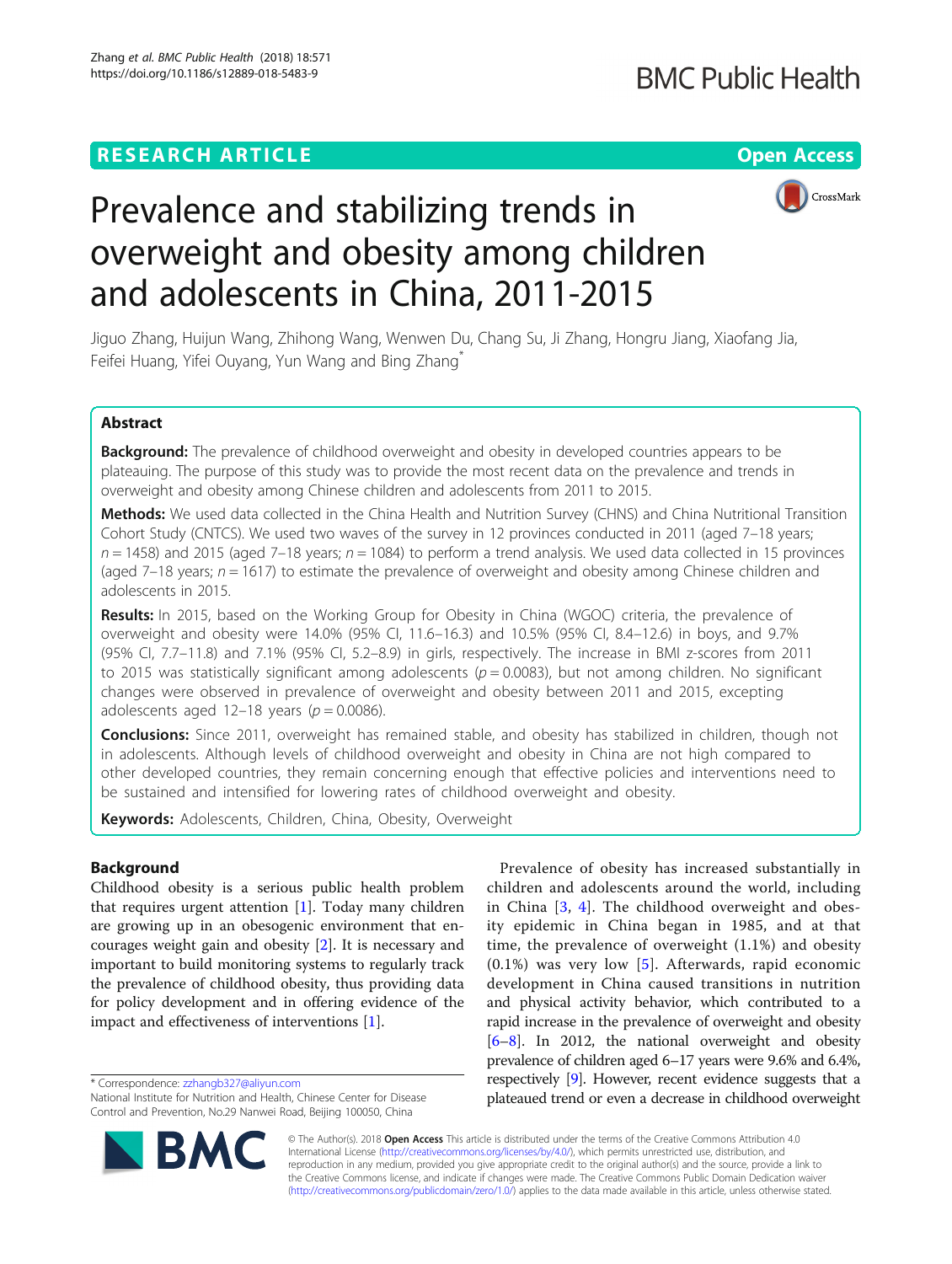RESEARCH ARTICLE

Open Access

# Prevalence and stabilizing trends in overweight and obesity among children and adolescents in China, 2011-2015

Jiguo Zhang, Huijun Wang, Zhihong Wang, Wenwen Du, Chang Su, Ji Zhang, Hongru Jiang, Xiaofang Jia, Feifei Huang, Yifei Ouyang, Yun Wang and Bing Zhang*

## Abstract

**Background:** The prevalence of childhood overweight and obesity in developed countries appears to be plateauing. The purpose of this study was to provide the most recent data on the prevalence and trends in overweight and obesity among Chinese children and adolescents from 2011 to 2015.

**Methods:** We used data collected in the China Health and Nutrition Survey (CHNS) and China Nutritional Transition Cohort Study (CNTCS). We used two waves of the survey in 12 provinces conducted in 2011 (aged 7–18 years; $n = 1458$) and 2015 (aged 7–18 years; $n = 1084$) to perform a trend analysis. We used data collected in 15 provinces (aged 7–18 years; $n = 1617$) to estimate the prevalence of overweight and obesity among Chinese children and adolescents in 2015.

**Results:** In 2015, based on the Working Group for Obesity in China (WGOC) criteria, the prevalence of overweight and obesity were 14.0% (95% CI, 11.6–16.3) and 10.5% (95% CI, 8.4–12.6) in boys, and 9.7% (95% CI, 7.7–11.8) and 7.1% (95% CI, 5.2–8.9) in girls, respectively. The increase in BMI z-scores from 2011 to 2015 was statistically significant among adolescents ($p = 0.0083$), but not among children. No significant changes were observed in prevalence of overweight and obesity between 2011 and 2015, excepting adolescents aged 12–18 years ($p = 0.0086$).

**Conclusions:** Since 2011, overweight has remained stable, and obesity has stabilized in children, though not in adolescents. Although levels of childhood overweight and obesity in China are not high compared to other developed countries, they remain concerning enough that effective policies and interventions need to be sustained and intensified for lowering rates of childhood overweight and obesity.

**Keywords:** Adolescents, Children, China, Obesity, Overweight

## Background

Childhood obesity is a serious public health problem that requires urgent attention [1]. Today many children are growing up in an obesogenic environment that encourages weight gain and obesity [2]. It is necessary and important to build monitoring systems to regularly track the prevalence of childhood obesity, thus providing data for policy development and in offering evidence of the impact and effectiveness of interventions [1].

Prevalence of obesity has increased substantially in children and adolescents around the world, including in China [3, 4]. The childhood overweight and obesity epidemic in China began in 1985, and at that time, the prevalence of overweight (1.1%) and obesity (0.1%) was very low [5]. Afterwards, rapid economic development in China caused transitions in nutrition and physical activity behavior, which contributed to a rapid increase in the prevalence of overweight and obesity [6–8]. In 2012, the national overweight and obesity prevalence of children aged 6–17 years were 9.6% and 6.4%, respectively [9]. However, recent evidence suggests that a plateaued trend or even a decrease in childhood overweight

* Correspondence: zzhangb327@aliyun.com
National Institute for Nutrition and Health, Chinese Center for Disease Control and Prevention, No.29 Nanwei Road, Beijing 100050, China

© The Author(s). 2018 **Open Access** This article is distributed under the terms of the Creative Commons Attribution 4.0 International License (http://creativecommons.org/licenses/by/4.0/), which permits unrestricted use, distribution, and reproduction in any medium, provided you give appropriate credit to the original author(s) and the source, provide a link to the Creative Commons license, and indicate if changes were made. The Creative Commons Public Domain Dedication waiver (http://creativecommons.org/publicdomain/zero/1.0/) applies to the data made available in this article, unless otherwise stated.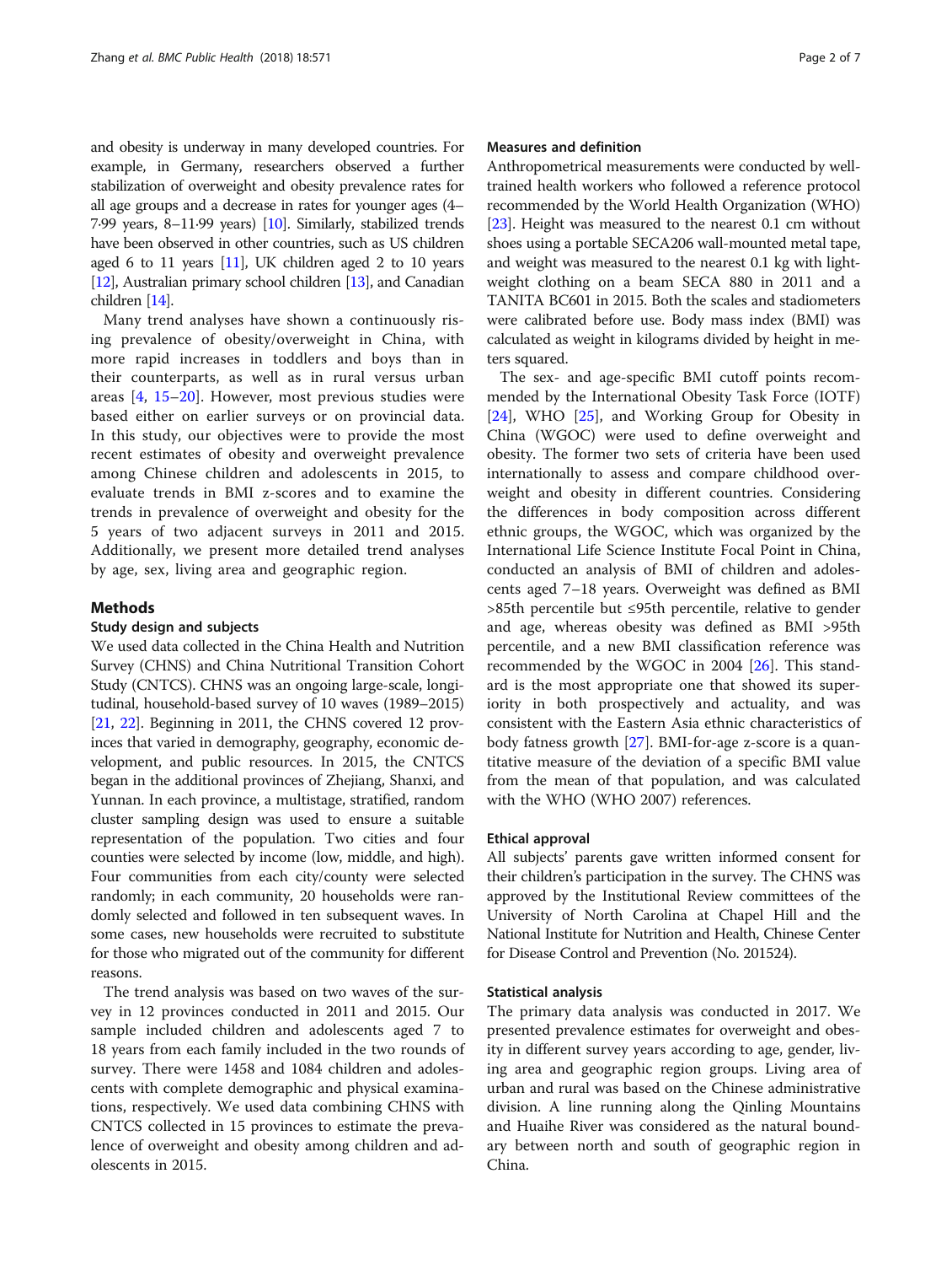and obesity is underway in many developed countries. For example, in Germany, researchers observed a further stabilization of overweight and obesity prevalence rates for all age groups and a decrease in rates for younger ages (4–7·99 years, 8–11·99 years) [10]. Similarly, stabilized trends have been observed in other countries, such as US children aged 6 to 11 years [11], UK children aged 2 to 10 years [12], Australian primary school children [13], and Canadian children [14].

Many trend analyses have shown a continuously rising prevalence of obesity/overweight in China, with more rapid increases in toddlers and boys than in their counterparts, as well as in rural versus urban areas [4, 15–20]. However, most previous studies were based either on earlier surveys or on provincial data. In this study, our objectives were to provide the most recent estimates of obesity and overweight prevalence among Chinese children and adolescents in 2015, to evaluate trends in BMI z-scores and to examine the trends in prevalence of overweight and obesity for the 5 years of two adjacent surveys in 2011 and 2015. Additionally, we present more detailed trend analyses by age, sex, living area and geographic region.

## Methods

### Study design and subjects

We used data collected in the China Health and Nutrition Survey (CHNS) and China Nutritional Transition Cohort Study (CNTCS). CHNS was an ongoing large-scale, longitudinal, household-based survey of 10 waves (1989–2015) [21, 22]. Beginning in 2011, the CHNS covered 12 provinces that varied in demography, geography, economic development, and public resources. In 2015, the CNTCS began in the additional provinces of Zhejiang, Shanxi, and Yunnan. In each province, a multistage, stratified, random cluster sampling design was used to ensure a suitable representation of the population. Two cities and four counties were selected by income (low, middle, and high). Four communities from each city/county were selected randomly; in each community, 20 households were randomly selected and followed in ten subsequent waves. In some cases, new households were recruited to substitute for those who migrated out of the community for different reasons.

The trend analysis was based on two waves of the survey in 12 provinces conducted in 2011 and 2015. Our sample included children and adolescents aged 7 to 18 years from each family included in the two rounds of survey. There were 1458 and 1084 children and adolescents with complete demographic and physical examinations, respectively. We used data combining CHNS with CNTCS collected in 15 provinces to estimate the prevalence of overweight and obesity among children and adolescents in 2015.

### Measures and definition

Anthropometrical measurements were conducted by well-trained health workers who followed a reference protocol recommended by the World Health Organization (WHO) [23]. Height was measured to the nearest 0.1 cm without shoes using a portable SECA206 wall-mounted metal tape, and weight was measured to the nearest 0.1 kg with light-weight clothing on a beam SECA 880 in 2011 and a TANITA BC601 in 2015. Both the scales and stadiometers were calibrated before use. Body mass index (BMI) was calculated as weight in kilograms divided by height in meters squared.

The sex- and age-specific BMI cutoff points recommended by the International Obesity Task Force (IOTF) [24], WHO [25], and Working Group for Obesity in China (WGOC) were used to define overweight and obesity. The former two sets of criteria have been used internationally to assess and compare childhood overweight and obesity in different countries. Considering the differences in body composition across different ethnic groups, the WGOC, which was organized by the International Life Science Institute Focal Point in China, conducted an analysis of BMI of children and adolescents aged 7–18 years. Overweight was defined as BMI >85th percentile but ≤95th percentile, relative to gender and age, whereas obesity was defined as BMI >95th percentile, and a new BMI classification reference was recommended by the WGOC in 2004 [26]. This standard is the most appropriate one that showed its superiority in both prospectively and actuality, and was consistent with the Eastern Asia ethnic characteristics of body fatness growth [27]. BMI-for-age z-score is a quantitative measure of the deviation of a specific BMI value from the mean of that population, and was calculated with the WHO (WHO 2007) references.

### Ethical approval

All subjects' parents gave written informed consent for their children's participation in the survey. The CHNS was approved by the Institutional Review committees of the University of North Carolina at Chapel Hill and the National Institute for Nutrition and Health, Chinese Center for Disease Control and Prevention (No. 201524).

### Statistical analysis

The primary data analysis was conducted in 2017. We presented prevalence estimates for overweight and obesity in different survey years according to age, gender, living area and geographic region groups. Living area of urban and rural was based on the Chinese administrative division. A line running along the Qinling Mountains and Huaihe River was considered as the natural boundary between north and south of geographic region in China.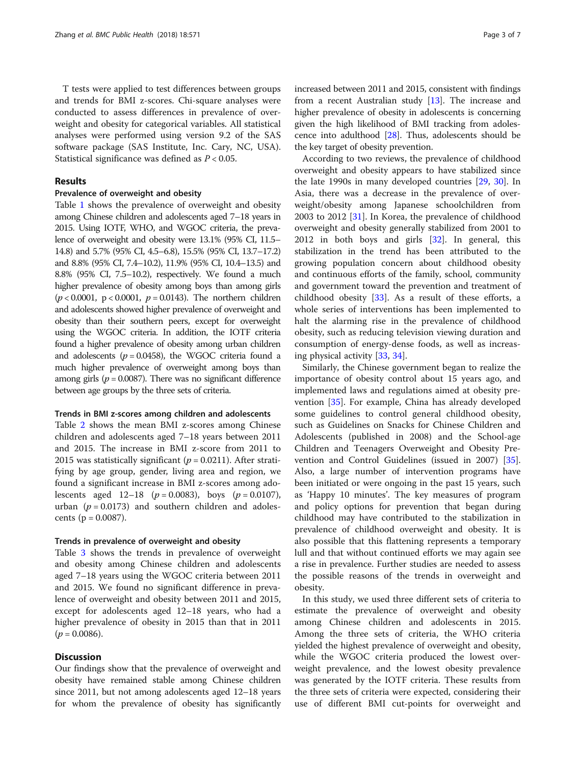T tests were applied to test differences between groups and trends for BMI z-scores. Chi-square analyses were conducted to assess differences in prevalence of overweight and obesity for categorical variables. All statistical analyses were performed using version 9.2 of the SAS software package (SAS Institute, Inc. Cary, NC, USA). Statistical significance was defined as $P < 0.05$.

## Results

### Prevalence of overweight and obesity

Table 1 shows the prevalence of overweight and obesity among Chinese children and adolescents aged 7–18 years in 2015. Using IOTF, WHO, and WGOC criteria, the prevalence of overweight and obesity were 13.1% (95% CI, 11.5–14.8) and 5.7% (95% CI, 4.5–6.8), 15.5% (95% CI, 13.7–17.2) and 8.8% (95% CI, 7.4–10.2), 11.9% (95% CI, 10.4–13.5) and 8.8% (95% CI, 7.5–10.2), respectively. We found a much higher prevalence of obesity among boys than among girls ($p < 0.0001$, $p < 0.0001$, $p = 0.0143$). The northern children and adolescents showed higher prevalence of overweight and obesity than their southern peers, except for overweight using the WGOC criteria. In addition, the IOTF criteria found a higher prevalence of obesity among urban children and adolescents ($p = 0.0458$), the WGOC criteria found a much higher prevalence of overweight among boys than among girls ($p = 0.0087$). There was no significant difference between age groups by the three sets of criteria.

### Trends in BMI z-scores among children and adolescents

Table 2 shows the mean BMI z-scores among Chinese children and adolescents aged 7–18 years between 2011 and 2015. The increase in BMI z-score from 2011 to 2015 was statistically significant ($p = 0.0211$). After stratifying by age group, gender, living area and region, we found a significant increase in BMI z-scores among adolescents aged 12–18 ($p = 0.0083$), boys ($p = 0.0107$), urban ($p = 0.0173$) and southern children and adolescents ($p = 0.0087$).

### Trends in prevalence of overweight and obesity

Table 3 shows the trends in prevalence of overweight and obesity among Chinese children and adolescents aged 7–18 years using the WGOC criteria between 2011 and 2015. We found no significant difference in prevalence of overweight and obesity between 2011 and 2015, except for adolescents aged 12–18 years, who had a higher prevalence of obesity in 2015 than that in 2011 ($p = 0.0086$).

## Discussion

Our findings show that the prevalence of overweight and obesity have remained stable among Chinese children since 2011, but not among adolescents aged 12–18 years for whom the prevalence of obesity has significantly increased between 2011 and 2015, consistent with findings from a recent Australian study [13]. The increase and higher prevalence of obesity in adolescents is concerning given the high likelihood of BMI tracking from adolescence into adulthood [28]. Thus, adolescents should be the key target of obesity prevention.

According to two reviews, the prevalence of childhood overweight and obesity appears to have stabilized since the late 1990s in many developed countries [29, 30]. In Asia, there was a decrease in the prevalence of overweight/obesity among Japanese schoolchildren from 2003 to 2012 [31]. In Korea, the prevalence of childhood overweight and obesity generally stabilized from 2001 to 2012 in both boys and girls [32]. In general, this stabilization in the trend has been attributed to the growing population concern about childhood obesity and continuous efforts of the family, school, community and government toward the prevention and treatment of childhood obesity [33]. As a result of these efforts, a whole series of interventions has been implemented to halt the alarming rise in the prevalence of childhood obesity, such as reducing television viewing duration and consumption of energy-dense foods, as well as increasing physical activity [33, 34].

Similarly, the Chinese government began to realize the importance of obesity control about 15 years ago, and implemented laws and regulations aimed at obesity prevention [35]. For example, China has already developed some guidelines to control general childhood obesity, such as Guidelines on Snacks for Chinese Children and Adolescents (published in 2008) and the School-age Children and Teenagers Overweight and Obesity Prevention and Control Guidelines (issued in 2007) [35]. Also, a large number of intervention programs have been initiated or were ongoing in the past 15 years, such as 'Happy 10 minutes'. The key measures of program and policy options for prevention that began during childhood may have contributed to the stabilization in prevalence of childhood overweight and obesity. It is also possible that this flattening represents a temporary lull and that without continued efforts we may again see a rise in prevalence. Further studies are needed to assess the possible reasons of the trends in overweight and obesity.

In this study, we used three different sets of criteria to estimate the prevalence of overweight and obesity among Chinese children and adolescents in 2015. Among the three sets of criteria, the WHO criteria yielded the highest prevalence of overweight and obesity, while the WGOC criteria produced the lowest overweight prevalence, and the lowest obesity prevalence was generated by the IOTF criteria. These results from the three sets of criteria were expected, considering their use of different BMI cut-points for overweight and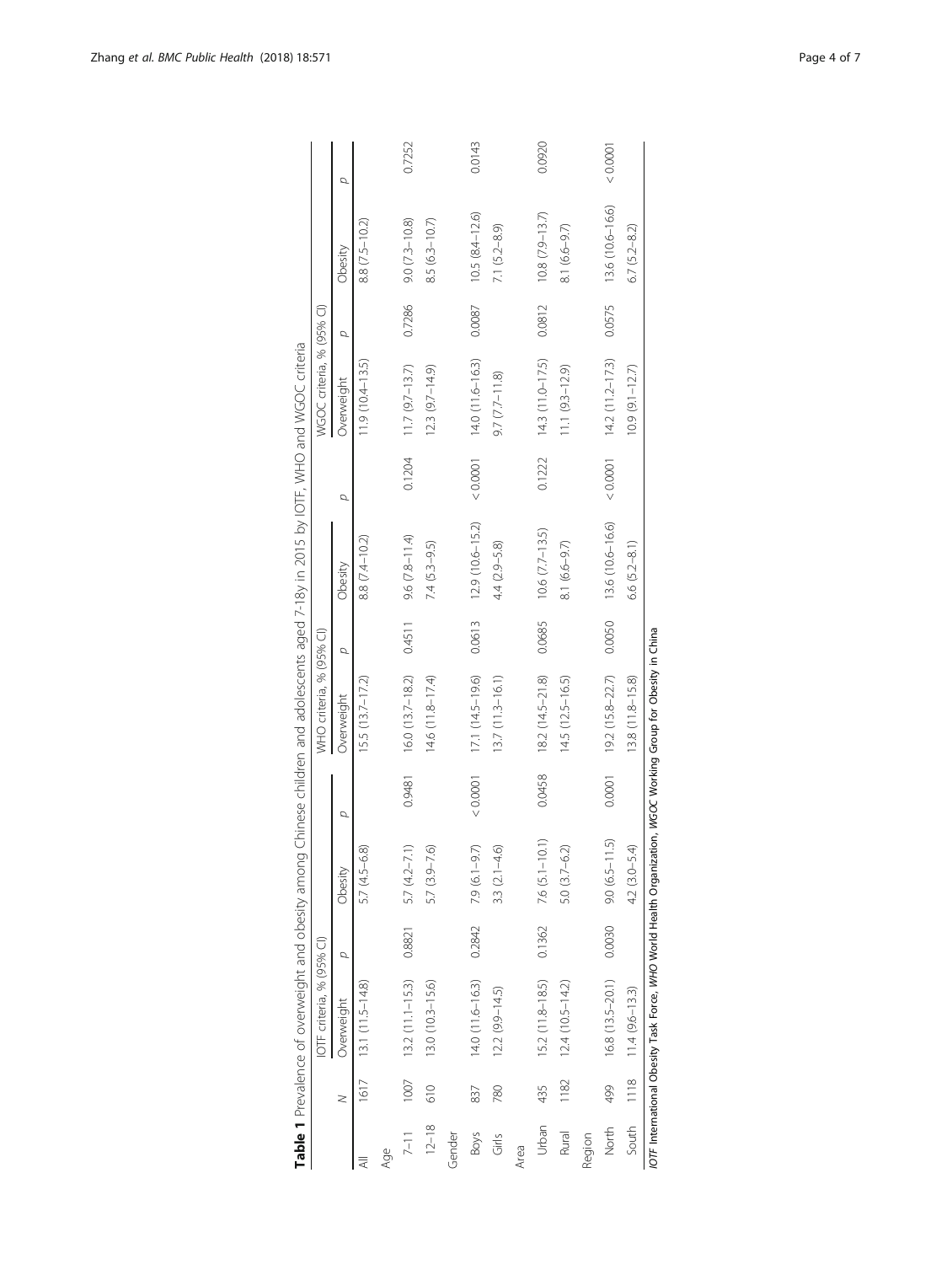**Table 1** Prevalence of overweight and obesity among Chinese children and adolescents aged 7-18y in 2015 by IOTF, WHO and WGOC criteria

| | N | IOTF criteria, % (95% CI) | | | | WHO criteria, % (95% CI) | | | | WGOC criteria, % (95% CI) | | | |
|---|---|---|---|---|---|---|---|---|---|---|---|---|---|
| | | Overweight | p | Obesity | p | Overweight | p | Obesity | p | Overweight | p | Obesity | p |
| All | 1617 | 13.1 (11.5–14.8) | | 5.7 (4.5–6.8) | | 15.5 (13.7–17.2) | | 8.8 (7.4–10.2) | | 11.9 (10.4–13.5) | | 8.8 (7.5–10.2) | |
| Age | | | | | | | | | | | | | |
| 7–11 | 1007 | 13.2 (11.1–15.3) | 0.8821 | 5.7 (4.2–7.1) | 0.9481 | 16.0 (13.7–18.2) | 0.4511 | 9.6 (7.8–11.4) | 0.1204 | 11.7 (9.7–13.7) | 0.7286 | 9.0 (7.3–10.8) | 0.7252 |
| 12–18 | 610 | 13.0 (10.3–15.6) | | 5.7 (3.9–7.6) | | 14.6 (11.8–17.4) | | 7.4 (5.3–9.5) | | 12.3 (9.7–14.9) | | 8.5 (6.3–10.7) | |
| Gender | | | | | | | | | | | | | |
| Boys | 837 | 14.0 (11.6–16.3) | 0.2842 | 7.9 (6.1–9.7) | < 0.0001 | 17.1 (14.5–19.6) | 0.0613 | 12.9 (10.6–15.2) | < 0.0001 | 14.0 (11.6–16.3) | 0.0087 | 10.5 (8.4–12.6) | 0.0143 |
| Girls | 780 | 12.2 (9.9–14.5) | | 3.3 (2.1–4.6) | | 13.7 (11.3–16.1) | | 4.4 (2.9–5.8) | | 9.7 (7.7–11.8) | | 7.1 (5.2–8.9) | |
| Area | | | | | | | | | | | | | |
| Urban | 435 | 15.2 (11.8–18.5) | 0.1362 | 7.6 (5.1–10.1) | 0.0458 | 18.2 (14.5–21.8) | 0.0685 | 10.6 (7.7–13.5) | 0.1222 | 14.3 (11.0–17.5) | 0.0812 | 10.8 (7.9–13.7) | 0.0920 |
| Rural | 1182 | 12.4 (10.5–14.2) | | 5.0 (3.7–6.2) | | 14.5 (12.5–16.5) | | 8.1 (6.6–9.7) | | 11.1 (9.3–12.9) | | 8.1 (6.6–9.7) | |
| Region | | | | | | | | | | | | | |
| North | 499 | 16.8 (13.5–20.1) | 0.0030 | 9.0 (6.5–11.5) | 0.0001 | 19.2 (15.8–22.7) | 0.0050 | 13.6 (10.6–16.6) | < 0.0001 | 14.2 (11.2–17.3) | 0.0575 | 13.6 (10.6–16.6) | < 0.0001 |
| South | 1118 | 11.4 (9.6–13.3) | | 4.2 (3.0–5.4) | | 13.8 (11.8–15.8) | | 6.6 (5.2–8.1) | | 10.9 (9.1–12.7) | | 6.7 (5.2–8.2) | |

*IOTF* International Obesity Task Force, *WHO* World Health Organization, *WGOC* Working Group for Obesity in China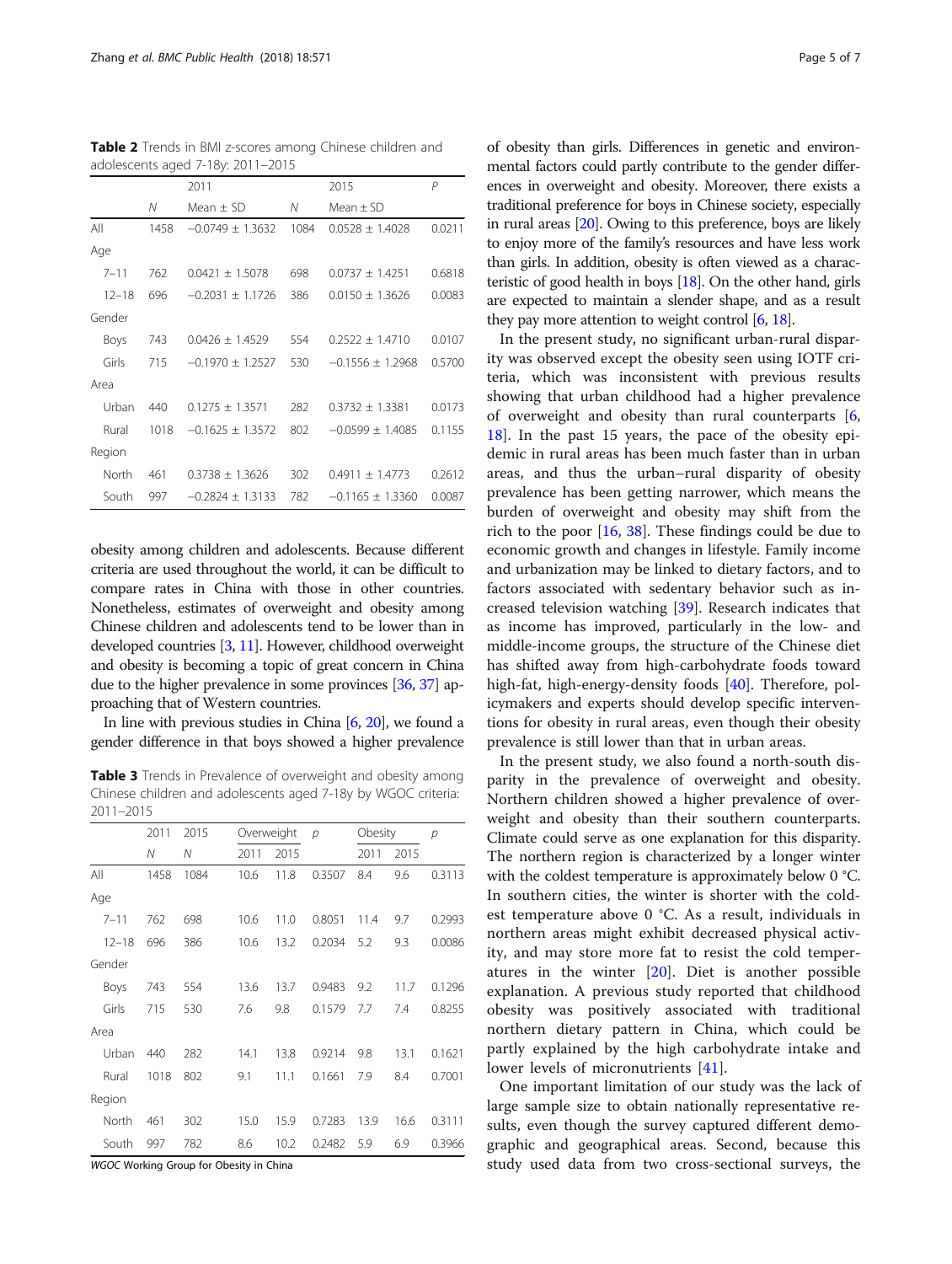**Table 2** Trends in BMI z-scores among Chinese children and adolescents aged 7-18y: 2011–2015

| | 2011 | | 2015 | | P |
|---|---|---|---|---|---|
| | N | Mean ± SD | N | Mean ± SD | |
| All | 1458 | −0.0749 ± 1.3632 | 1084 | 0.0528 ± 1.4028 | 0.0211 |
| Age | | | | | |
| 7–11 | 762 | 0.0421 ± 1.5078 | 698 | 0.0737 ± 1.4251 | 0.6818 |
| 12–18 | 696 | −0.2031 ± 1.1726 | 386 | 0.0150 ± 1.3626 | 0.0083 |
| Gender | | | | | |
| Boys | 743 | 0.0426 ± 1.4529 | 554 | 0.2522 ± 1.4710 | 0.0107 |
| Girls | 715 | −0.1970 ± 1.2527 | 530 | −0.1556 ± 1.2968 | 0.5700 |
| Area | | | | | |
| Urban | 440 | 0.1275 ± 1.3571 | 282 | 0.3732 ± 1.3381 | 0.0173 |
| Rural | 1018 | −0.1625 ± 1.3572 | 802 | −0.0599 ± 1.4085 | 0.1155 |
| Region | | | | | |
| North | 461 | 0.3738 ± 1.3626 | 302 | 0.4911 ± 1.4773 | 0.2612 |
| South | 997 | −0.2824 ± 1.3133 | 782 | −0.1165 ± 1.3360 | 0.0087 |

obesity among children and adolescents. Because different criteria are used throughout the world, it can be difficult to compare rates in China with those in other countries. Nonetheless, estimates of overweight and obesity among Chinese children and adolescents tend to be lower than in developed countries [3, 11]. However, childhood overweight and obesity is becoming a topic of great concern in China due to the higher prevalence in some provinces [36, 37] approaching that of Western countries.

In line with previous studies in China [6, 20], we found a gender difference in that boys showed a higher prevalence of obesity than girls. Differences in genetic and environmental factors could partly contribute to the gender differences in overweight and obesity. Moreover, there exists a traditional preference for boys in Chinese society, especially in rural areas [20]. Owing to this preference, boys are likely to enjoy more of the family's resources and have less work than girls. In addition, obesity is often viewed as a characteristic of good health in boys [18]. On the other hand, girls are expected to maintain a slender shape, and as a result they pay more attention to weight control [6, 18].

**Table 3** Trends in Prevalence of overweight and obesity among Chinese children and adolescents aged 7-18y by WGOC criteria: 2011–2015

| | 2011 | 2015 | Overweight | | p | Obesity | | p |
|---|---|---|---|---|---|---|---|---|
| | N | N | 2011 | 2015 | | 2011 | 2015 | |
| All | 1458 | 1084 | 10.6 | 11.8 | 0.3507 | 8.4 | 9.6 | 0.3113 |
| Age | | | | | | | | |
| 7–11 | 762 | 698 | 10.6 | 11.0 | 0.8051 | 11.4 | 9.7 | 0.2993 |
| 12–18 | 696 | 386 | 10.6 | 13.2 | 0.2034 | 5.2 | 9.3 | 0.0086 |
| Gender | | | | | | | | |
| Boys | 743 | 554 | 13.6 | 13.7 | 0.9483 | 9.2 | 11.7 | 0.1296 |
| Girls | 715 | 530 | 7.6 | 9.8 | 0.1579 | 7.7 | 7.4 | 0.8255 |
| Area | | | | | | | | |
| Urban | 440 | 282 | 14.1 | 13.8 | 0.9214 | 9.8 | 13.1 | 0.1621 |
| Rural | 1018 | 802 | 9.1 | 11.1 | 0.1661 | 7.9 | 8.4 | 0.7001 |
| Region | | | | | | | | |
| North | 461 | 302 | 15.0 | 15.9 | 0.7283 | 13.9 | 16.6 | 0.3111 |
| South | 997 | 782 | 8.6 | 10.2 | 0.2482 | 5.9 | 6.9 | 0.3966 |

*WGOC* Working Group for Obesity in China

In the present study, no significant urban-rural disparity was observed except the obesity seen using IOTF criteria, which was inconsistent with previous results showing that urban childhood had a higher prevalence of overweight and obesity than rural counterparts [6, 18]. In the past 15 years, the pace of the obesity epidemic in rural areas has been much faster than in urban areas, and thus the urban–rural disparity of obesity prevalence has been getting narrower, which means the burden of overweight and obesity may shift from the rich to the poor [16, 38]. These findings could be due to economic growth and changes in lifestyle. Family income and urbanization may be linked to dietary factors, and to factors associated with sedentary behavior such as increased television watching [39]. Research indicates that as income has improved, particularly in the low- and middle-income groups, the structure of the Chinese diet has shifted away from high-carbohydrate foods toward high-fat, high-energy-density foods [40]. Therefore, policymakers and experts should develop specific interventions for obesity in rural areas, even though their obesity prevalence is still lower than that in urban areas.

In the present study, we also found a north-south disparity in the prevalence of overweight and obesity. Northern children showed a higher prevalence of overweight and obesity than their southern counterparts. Climate could serve as one explanation for this disparity. The northern region is characterized by a longer winter with the coldest temperature is approximately below 0 °C. In southern cities, the winter is shorter with the coldest temperature above 0 °C. As a result, individuals in northern areas might exhibit decreased physical activity, and may store more fat to resist the cold temperatures in the winter [20]. Diet is another possible explanation. A previous study reported that childhood obesity was positively associated with traditional northern dietary pattern in China, which could be partly explained by the high carbohydrate intake and lower levels of micronutrients [41].

One important limitation of our study was the lack of large sample size to obtain nationally representative results, even though the survey captured different demographic and geographical areas. Second, because this study used data from two cross-sectional surveys, the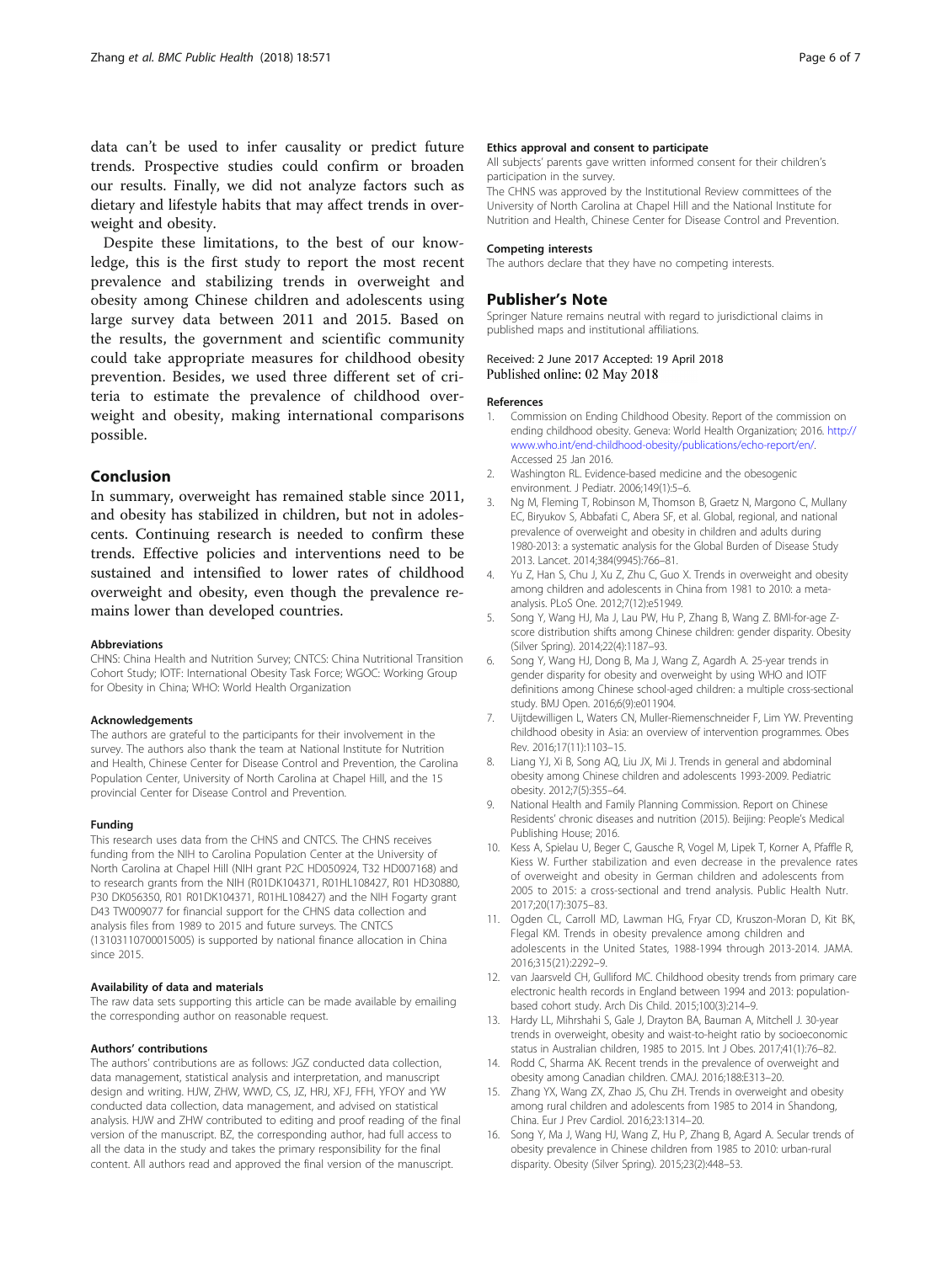data can't be used to infer causality or predict future trends. Prospective studies could confirm or broaden our results. Finally, we did not analyze factors such as dietary and lifestyle habits that may affect trends in overweight and obesity.

Despite these limitations, to the best of our knowledge, this is the first study to report the most recent prevalence and stabilizing trends in overweight and obesity among Chinese children and adolescents using large survey data between 2011 and 2015. Based on the results, the government and scientific community could take appropriate measures for childhood obesity prevention. Besides, we used three different set of criteria to estimate the prevalence of childhood overweight and obesity, making international comparisons possible.

## Conclusion

In summary, overweight has remained stable since 2011, and obesity has stabilized in children, but not in adolescents. Continuing research is needed to confirm these trends. Effective policies and interventions need to be sustained and intensified to lower rates of childhood overweight and obesity, even though the prevalence remains lower than developed countries.

### Abbreviations

CHNS: China Health and Nutrition Survey; CNTCS: China Nutritional Transition Cohort Study; IOTF: International Obesity Task Force; WGOC: Working Group for Obesity in China; WHO: World Health Organization

### Acknowledgements

The authors are grateful to the participants for their involvement in the survey. The authors also thank the team at National Institute for Nutrition and Health, Chinese Center for Disease Control and Prevention, the Carolina Population Center, University of North Carolina at Chapel Hill, and the 15 provincial Center for Disease Control and Prevention.

### Funding

This research uses data from the CHNS and CNTCS. The CHNS receives funding from the NIH to Carolina Population Center at the University of North Carolina at Chapel Hill (NIH grant P2C HD050924, T32 HD007168) and to research grants from the NIH (R01DK104371, R01HL108427, R01 HD30880, P30 DK056350, R01 R01DK104371, R01HL108427) and the NIH Fogarty grant D43 TW009077 for financial support for the CHNS data collection and analysis files from 1989 to 2015 and future surveys. The CNTCS (13103110700015005) is supported by national finance allocation in China since 2015.

### Availability of data and materials

The raw data sets supporting this article can be made available by emailing the corresponding author on reasonable request.

### Authors' contributions

The authors' contributions are as follows: JGZ conducted data collection, data management, statistical analysis and interpretation, and manuscript design and writing. HJW, ZHW, WWD, CS, JZ, HRJ, XFJ, FFH, YFOY and YW conducted data collection, data management, and advised on statistical analysis. HJW and ZHW contributed to editing and proof reading of the final version of the manuscript. BZ, the corresponding author, had full access to all the data in the study and takes the primary responsibility for the final content. All authors read and approved the final version of the manuscript.

### Ethics approval and consent to participate

All subjects' parents gave written informed consent for their children's participation in the survey.

The CHNS was approved by the Institutional Review committees of the University of North Carolina at Chapel Hill and the National Institute for Nutrition and Health, Chinese Center for Disease Control and Prevention.

### Competing interests

The authors declare that they have no competing interests.

## Publisher's Note

Springer Nature remains neutral with regard to jurisdictional claims in published maps and institutional affiliations.

Received: 2 June 2017 Accepted: 19 April 2018
Published online: 02 May 2018

### References

1. Commission on Ending Childhood Obesity. Report of the commission on ending childhood obesity. Geneva: World Health Organization; 2016. http://www.who.int/end-childhood-obesity/publications/echo-report/en/. Accessed 25 Jan 2016.
2. Washington RL. Evidence-based medicine and the obesogenic environment. J Pediatr. 2006;149(1):5–6.
3. Ng M, Fleming T, Robinson M, Thomson B, Graetz N, Margono C, Mullany EC, Biryukov S, Abbafati C, Abera SF, et al. Global, regional, and national prevalence of overweight and obesity in children and adults during 1980-2013: a systematic analysis for the Global Burden of Disease Study 2013. Lancet. 2014;384(9945):766–81.
4. Yu Z, Han S, Chu J, Xu Z, Zhu C, Guo X. Trends in overweight and obesity among children and adolescents in China from 1981 to 2010: a meta-analysis. PLoS One. 2012;7(12):e51949.
5. Song Y, Wang HJ, Ma J, Lau PW, Hu P, Zhang B, Wang Z. BMI-for-age Z-score distribution shifts among Chinese children: gender disparity. Obesity (Silver Spring). 2014;22(4):1187–93.
6. Song Y, Wang HJ, Dong B, Ma J, Wang Z, Agardh A. 25-year trends in gender disparity for obesity and overweight by using WHO and IOTF definitions among Chinese school-aged children: a multiple cross-sectional study. BMJ Open. 2016;6(9):e011904.
7. Uijtdewilligen L, Waters CN, Muller-Riemenschneider F, Lim YW. Preventing childhood obesity in Asia: an overview of intervention programmes. Obes Rev. 2016;17(11):1103–15.
8. Liang YJ, Xi B, Song AQ, Liu JX, Mi J. Trends in general and abdominal obesity among Chinese children and adolescents 1993-2009. Pediatric obesity. 2012;7(5):355–64.
9. National Health and Family Planning Commission. Report on Chinese Residents' chronic diseases and nutrition (2015). Beijing: People's Medical Publishing House; 2016.
10. Kess A, Spielau U, Beger C, Gausche R, Vogel M, Lipek T, Korner A, Pfaffle R, Kiess W. Further stabilization and even decrease in the prevalence rates of overweight and obesity in German children and adolescents from 2005 to 2015: a cross-sectional and trend analysis. Public Health Nutr. 2017;20(17):3075–83.
11. Ogden CL, Carroll MD, Lawman HG, Fryar CD, Kruszon-Moran D, Kit BK, Flegal KM. Trends in obesity prevalence among children and adolescents in the United States, 1988-1994 through 2013-2014. JAMA. 2016;315(21):2292–9.
12. van Jaarsveld CH, Gulliford MC. Childhood obesity trends from primary care electronic health records in England between 1994 and 2013: population-based cohort study. Arch Dis Child. 2015;100(3):214–9.
13. Hardy LL, Mihrshahi S, Gale J, Drayton BA, Bauman A, Mitchell J. 30-year trends in overweight, obesity and waist-to-height ratio by socioeconomic status in Australian children, 1985 to 2015. Int J Obes. 2017;41(1):76–82.
14. Rodd C, Sharma AK. Recent trends in the prevalence of overweight and obesity among Canadian children. CMAJ. 2016;188:E313–20.
15. Zhang YX, Wang ZX, Zhao JS, Chu ZH. Trends in overweight and obesity among rural children and adolescents from 1985 to 2014 in Shandong, China. Eur J Prev Cardiol. 2016;23:1314–20.
16. Song Y, Ma J, Wang HJ, Wang Z, Hu P, Zhang B, Agard A. Secular trends of obesity prevalence in Chinese children from 1985 to 2010: urban-rural disparity. Obesity (Silver Spring). 2015;23(2):448–53.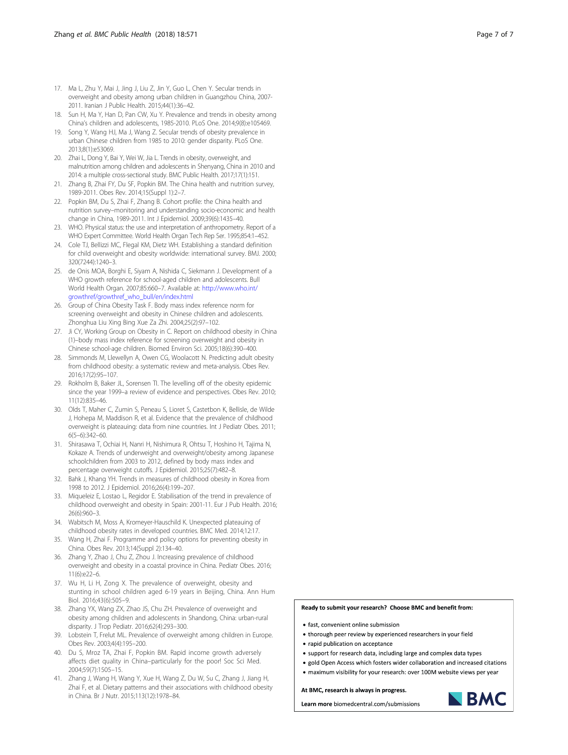17. Ma L, Zhu Y, Mai J, Jing J, Liu Z, Jin Y, Guo L, Chen Y. Secular trends in overweight and obesity among urban children in Guangzhou China, 2007-2011. Iranian J Public Health. 2015;44(1):36–42.
18. Sun H, Ma Y, Han D, Pan CW, Xu Y. Prevalence and trends in obesity among China's children and adolescents, 1985-2010. PLoS One. 2014;9(8):e105469.
19. Song Y, Wang HJ, Ma J, Wang Z. Secular trends of obesity prevalence in urban Chinese children from 1985 to 2010: gender disparity. PLoS One. 2013;8(1):e53069.
20. Zhai L, Dong Y, Bai Y, Wei W, Jia L. Trends in obesity, overweight, and malnutrition among children and adolescents in Shenyang, China in 2010 and 2014: a multiple cross-sectional study. BMC Public Health. 2017;17(1):151.
21. Zhang B, Zhai FY, Du SF, Popkin BM. The China health and nutrition survey, 1989-2011. Obes Rev. 2014;15(Suppl 1):2–7.
22. Popkin BM, Du S, Zhai F, Zhang B. Cohort profile: the China health and nutrition survey–monitoring and understanding socio-economic and health change in China, 1989-2011. Int J Epidemiol. 2009;39(6):1435–40.
23. WHO. Physical status: the use and interpretation of anthropometry. Report of a WHO Expert Committee. World Health Organ Tech Rep Ser. 1995;854:1–452.
24. Cole TJ, Bellizzi MC, Flegal KM, Dietz WH. Establishing a standard definition for child overweight and obesity worldwide: international survey. BMJ. 2000; 320(7244):1240–3.
25. de Onis MOA, Borghi E, Siyam A, Nishida C, Siekmann J. Development of a WHO growth reference for school-aged children and adolescents. Bull World Health Organ. 2007;85:660–7. Available at: http://www.who.int/growthref/growthref_who_bull/en/index.html
26. Group of China Obesity Task F. Body mass index reference norm for screening overweight and obesity in Chinese children and adolescents. Zhonghua Liu Xing Bing Xue Za Zhi. 2004;25(2):97–102.
27. Ji CY, Working Group on Obesity in C. Report on childhood obesity in China (1)–body mass index reference for screening overweight and obesity in Chinese school-age children. Biomed Environ Sci. 2005;18(6):390–400.
28. Simmonds M, Llewellyn A, Owen CG, Woolacott N. Predicting adult obesity from childhood obesity: a systematic review and meta-analysis. Obes Rev. 2016;17(2):95–107.
29. Rokholm B, Baker JL, Sorensen TI. The levelling off of the obesity epidemic since the year 1999–a review of evidence and perspectives. Obes Rev. 2010; 11(12):835–46.
30. Olds T, Maher C, Zumin S, Peneau S, Lioret S, Castetbon K, Bellisle, de Wilde J, Hohepa M, Maddison R, et al. Evidence that the prevalence of childhood overweight is plateauing: data from nine countries. Int J Pediatr Obes. 2011; 6(5–6):342–60.
31. Shirasawa T, Ochiai H, Nanri H, Nishimura R, Ohtsu T, Hoshino H, Tajima N, Kokaze A. Trends of underweight and overweight/obesity among Japanese schoolchildren from 2003 to 2012, defined by body mass index and percentage overweight cutoffs. J Epidemiol. 2015;25(7):482–8.
32. Bahk J, Khang YH. Trends in measures of childhood obesity in Korea from 1998 to 2012. J Epidemiol. 2016;26(4):199–207.
33. Miqueleiz E, Lostao L, Regidor E. Stabilisation of the trend in prevalence of childhood overweight and obesity in Spain: 2001-11. Eur J Pub Health. 2016; 26(6):960–3.
34. Wabitsch M, Moss A, Kromeyer-Hauschild K. Unexpected plateauing of childhood obesity rates in developed countries. BMC Med. 2014;12:17.
35. Wang H, Zhai F. Programme and policy options for preventing obesity in China. Obes Rev. 2013;14(Suppl 2):134–40.
36. Zhang Y, Zhao J, Chu Z, Zhou J. Increasing prevalence of childhood overweight and obesity in a coastal province in China. Pediatr Obes. 2016; 11(6):e22–6.
37. Wu H, Li H, Zong X. The prevalence of overweight, obesity and stunting in school children aged 6-19 years in Beijing, China. Ann Hum Biol. 2016;43(6):505–9.
38. Zhang YX, Wang ZX, Zhao JS, Chu ZH. Prevalence of overweight and obesity among children and adolescents in Shandong, China: urban-rural disparity. J Trop Pediatr. 2016;62(4):293–300.
39. Lobstein T, Frelut ML. Prevalence of overweight among children in Europe. Obes Rev. 2003;4(4):195–200.
40. Du S, Mroz TA, Zhai F, Popkin BM. Rapid income growth adversely affects diet quality in China–particularly for the poor! Soc Sci Med. 2004;59(7):1505–15.
41. Zhang J, Wang H, Wang Y, Xue H, Wang Z, Du W, Su C, Zhang J, Jiang H, Zhai F, et al. Dietary patterns and their associations with childhood obesity in China. Br J Nutr. 2015;113(12):1978–84.

**Ready to submit your research? Choose BMC and benefit from:**

- fast, convenient online submission
- thorough peer review by experienced researchers in your field
- rapid publication on acceptance
- support for research data, including large and complex data types
- gold Open Access which fosters wider collaboration and increased citations
- maximum visibility for your research: over 100M website views per year

**At BMC, research is always in progress.**

**Learn more** biomedcentral.com/submissions

BMC